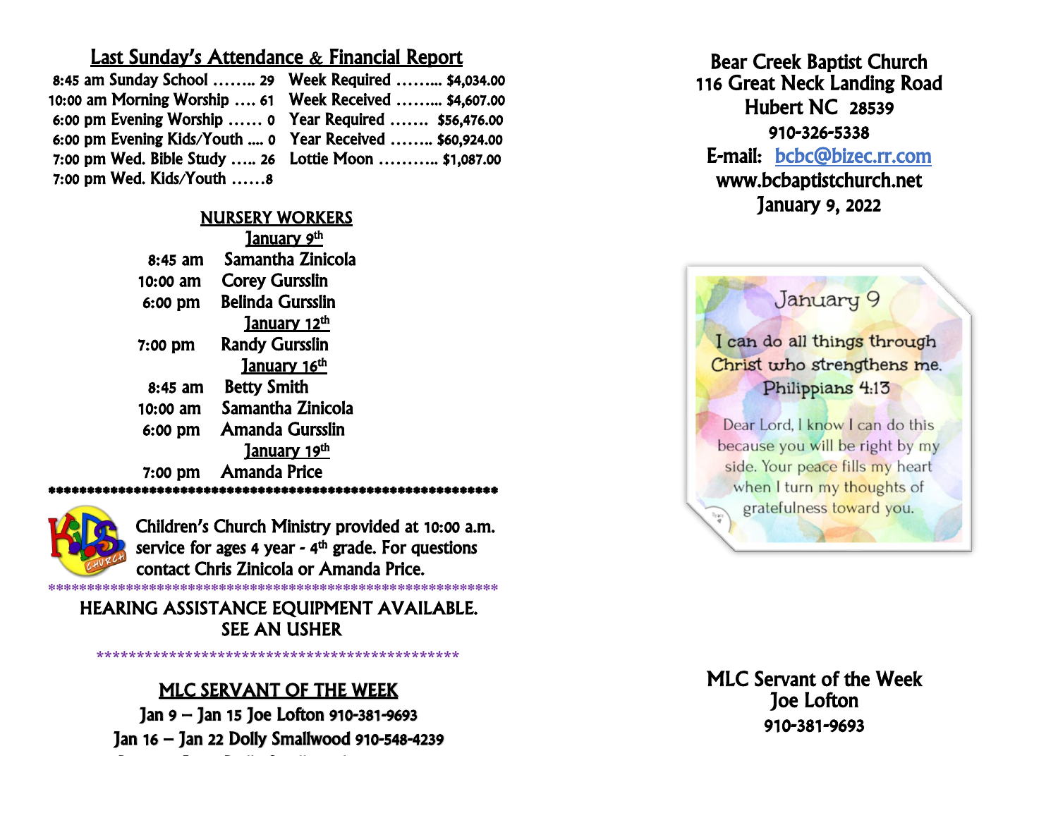## Last Sunday's Attendance & Financial Report

| | | | |
|---|---|---|---|
| 8:45 am Sunday School | 29 | Week Required | $4,034.00 |
| 10:00 am Morning Worship | 61 | Week Received | $4,607.00 |
| 6:00 pm Evening Worship | 0 | Year Required | $56,476.00 |
| 6:00 pm Evening Kids/Youth | 0 | Year Received | $60,924.00 |
| 7:00 pm Wed. Bible Study | 26 | Lottie Moon | $1,087.00 |
| 7:00 pm Wed. Kids/Youth | 8 | | |

## NURSERY WORKERS

**January 9th**

| | |
|---|---|
| 8:45 am | Samantha Zinicola |
| 10:00 am | Corey Gursslin |
| 6:00 pm | Belinda Gursslin |

**January 12th**

| | |
|---|---|
| 7:00 pm | Randy Gursslin |

**January 16th**

| | |
|---|---|
| 8:45 am | Betty Smith |
| 10:00 am | Samantha Zinicola |
| 6:00 pm | Amanda Gursslin |

**January 19th**

| | |
|---|---|
| 7:00 pm | Amanda Price |

\*\*\*\*\*\*\*\*\*\*\*\*\*\*\*\*\*\*\*\*\*\*\*\*\*\*\*\*\*\*\*\*\*\*\*\*\*\*\*\*\*\*\*\*\*\*\*\*\*\*\*\*\*\*\*\*\*\*\*\*\*

Children's Church Ministry provided at 10:00 a.m. service for ages 4 year - 4th grade. For questions contact Chris Zinicola or Amanda Price.

\*\*\*\*\*\*\*\*\*\*\*\*\*\*\*\*\*\*\*\*\*\*\*\*\*\*\*\*\*\*\*\*\*\*\*\*\*\*\*\*\*\*\*\*\*\*\*\*\*\*\*\*\*\*\*\*\*\*\*\*\*

**HEARING ASSISTANCE EQUIPMENT AVAILABLE. SEE AN USHER**

\*\*\*\*\*\*\*\*\*\*\*\*\*\*\*\*\*\*\*\*\*\*\*\*\*\*\*\*\*\*\*\*\*\*\*\*\*\*\*\*\*\*\*\*\*\*\*\*

## MLC SERVANT OF THE WEEK

Jan 9 – Jan 15 Joe Lofton 910-381-9693

Jan 16 – Jan 22 Dolly Smallwood 910-548-4239

# Bear Creek Baptist Church

116 Great Neck Landing Road
Hubert NC 28539
910-326-5338
E-mail: bcbc@bizec.rr.com
www.bcbaptistchurch.net
January 9, 2022

January 9

I can do all things through Christ who strengthens me.
Philippians 4:13

Dear Lord, I know I can do this because you will be right by my side. Your peace fills my heart when I turn my thoughts of gratefulness toward you.

## MLC Servant of the Week

Joe Lofton
910-381-9693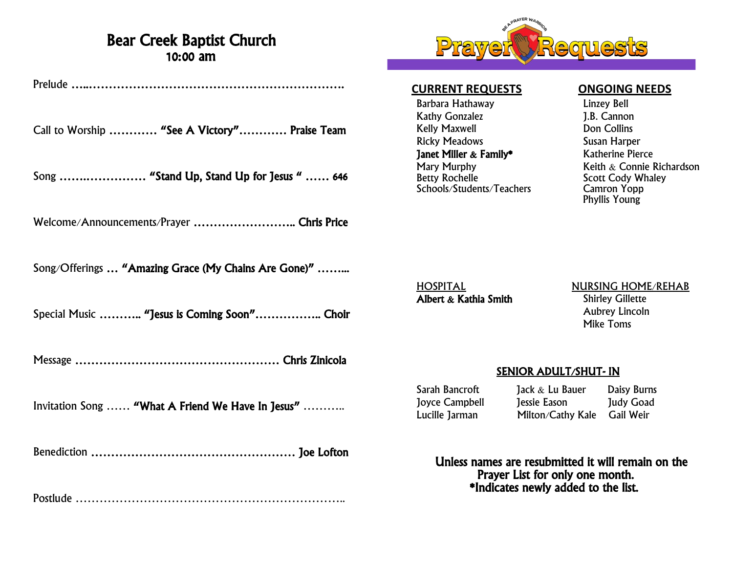# Bear Creek Baptist Church
## 10:00 am

Prelude ……………………………………………………………….

Call to Worship ………… **"See A Victory"………… Praise Team**

Song ……..…………… **"Stand Up, Stand Up for Jesus " …… 646**

Welcome/Announcements/Prayer …………………….. **Chris Price**

Song/Offerings … **"Amazing Grace (My Chains Are Gone)"** ……...

Special Music ……….. **"Jesus is Coming Soon"…………….. Choir**

Message …………………………………………… **Chris Zinicola**

Invitation Song …… **"What A Friend We Have In Jesus"** ………..

Benediction …………………………………………… **Joe Lofton**

Postlude ……………………………………………………………..

# Prayer Requests

BE A PRAYER WARRIOR

## CURRENT REQUESTS

Barbara Hathaway
Kathy Gonzalez
Kelly Maxwell
Ricky Meadows
**Janet Miller & Family***
Mary Murphy
Betty Rochelle
Schools/Students/Teachers

## ONGOING NEEDS

Linzey Bell
J.B. Cannon
Don Collins
Susan Harper
Katherine Pierce
Keith & Connie Richardson
Scott Cody Whaley
Camron Yopp
Phyllis Young

## HOSPITAL

**Albert & Kathia Smith**

## NURSING HOME/REHAB

Shirley Gillette
Aubrey Lincoln
Mike Toms

## SENIOR ADULT/SHUT- IN

| | | |
|---|---|---|
| Sarah Bancroft | Jack & Lu Bauer | Daisy Burns |
| Joyce Campbell | Jessie Eason | Judy Goad |
| Lucille Jarman | Milton/Cathy Kale | Gail Weir |

**Unless names are resubmitted it will remain on the Prayer List for only one month.**
***Indicates newly added to the list.**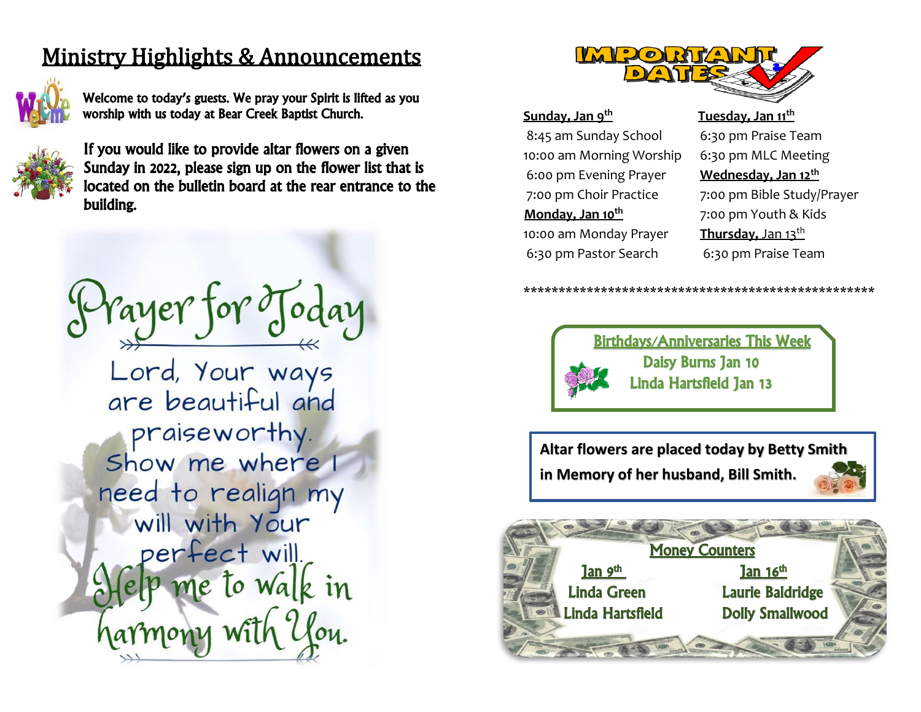# Ministry Highlights & Announcements

Welcome to today's guests. We pray your Spirit is lifted as you worship with us today at Bear Creek Baptist Church.

If you would like to provide altar flowers on a given Sunday in 2022, please sign up on the flower list that is located on the bulletin board at the rear entrance to the building.

## Prayer for Today

Lord, Your ways are beautiful and praiseworthy. Show me where I need to realign my will with Your perfect will. Help me to walk in harmony with You.

## IMPORTANT DATES

**Sunday, Jan 9th**
8:45 am Sunday School
10:00 am Morning Worship
6:00 pm Evening Prayer
7:00 pm Choir Practice

**Monday, Jan 10th**
10:00 am Monday Prayer
6:30 pm Pastor Search

**Tuesday, Jan 11th**
6:30 pm Praise Team
6:30 pm MLC Meeting

**Wednesday, Jan 12th**
7:00 pm Bible Study/Prayer
7:00 pm Youth & Kids

**Thursday, Jan 13th**
6:30 pm Praise Team

****************************************************

**Birthdays/Anniversaries This Week**
Daisy Burns Jan 10
Linda Hartsfield Jan 13

**Altar flowers are placed today by Betty Smith in Memory of her husband, Bill Smith.**

**Money Counters**

| Jan 9th | Jan 16th |
|---|---|
| Linda Green | Laurie Baldridge |
| Linda Hartsfield | Dolly Smallwood |